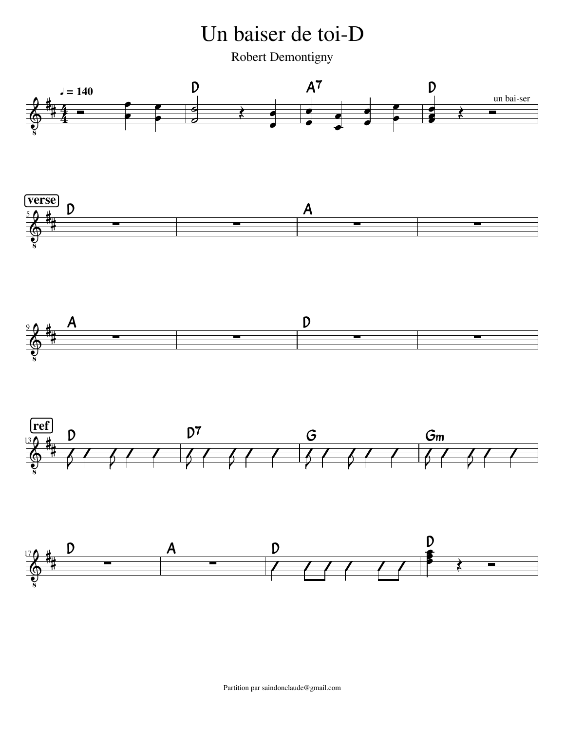# Un baiser de toi-D

Robert Demontigny

♩ = 140

D A7 D

un bai-ser

**verse**

D A A D

**ref**

D D7 G Gm

D A D D

Partition par saindonclaude@gmail.com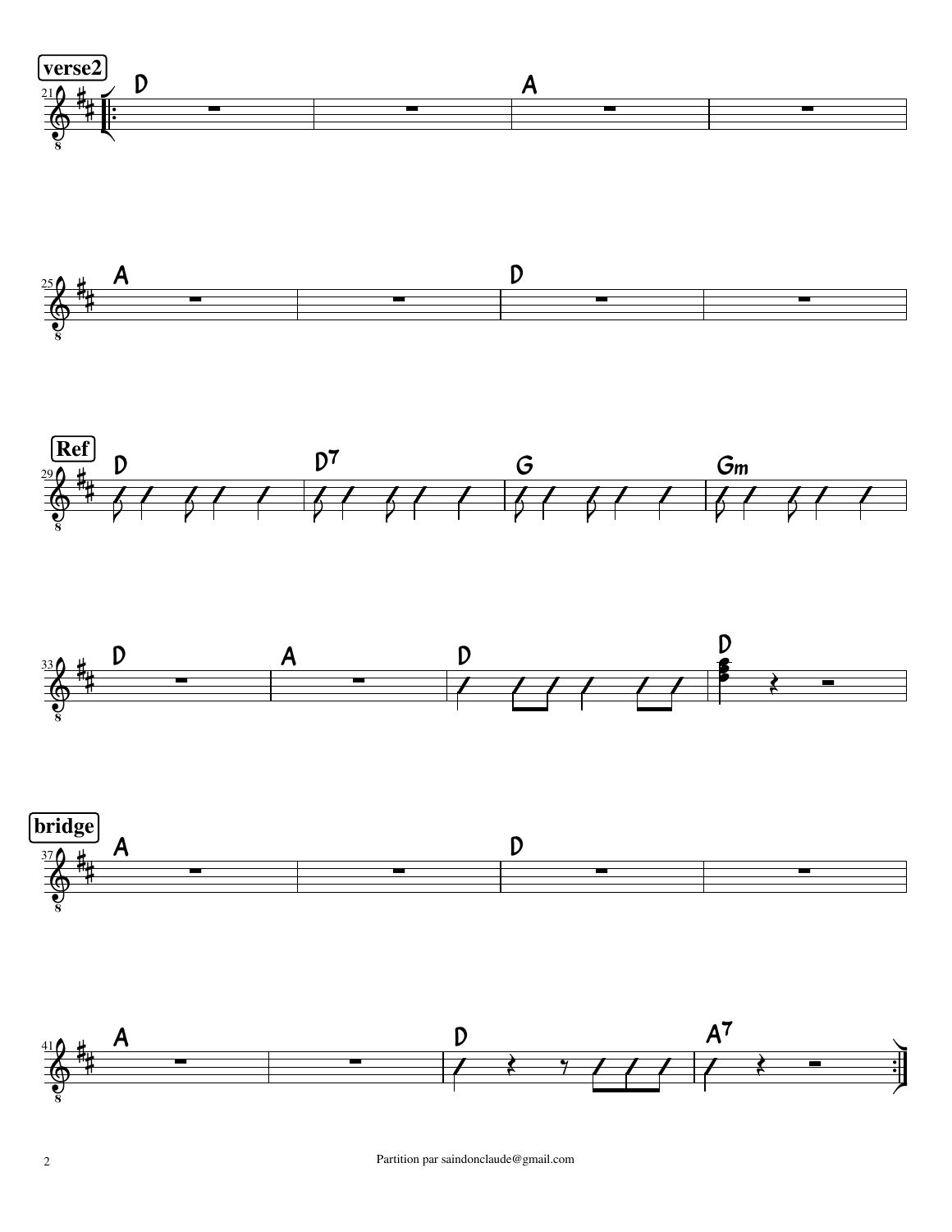**verse2**

21 D | | A |

25 A | | D |

**Ref**

29 D | D7 | G | Gm

33 D | A | D | D

**bridge**

37 A | | D |

41 A | | D | A7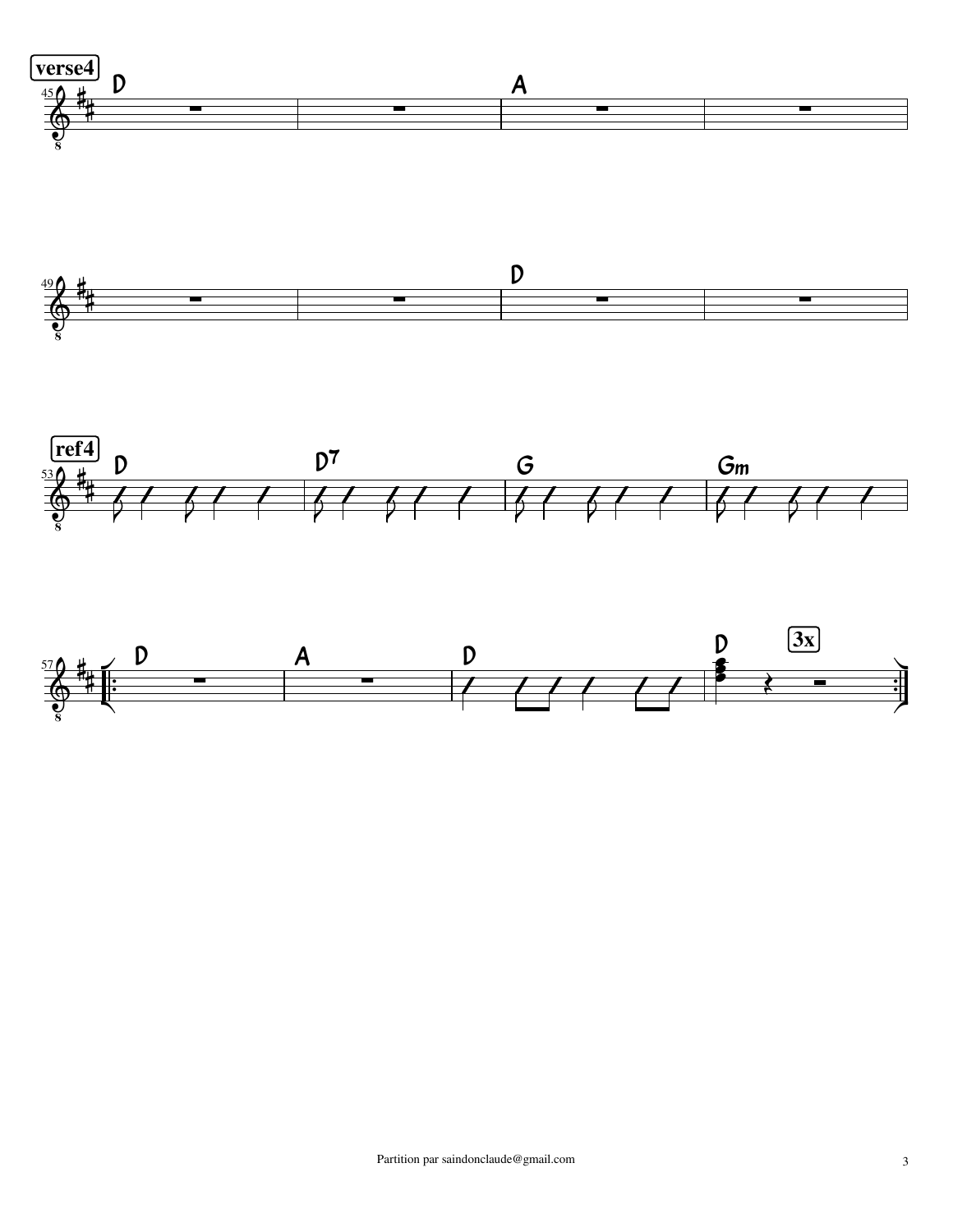verse4

D A D

ref4

D D7 G Gm

D A D D

3x

Partition par saindonclaude@gmail.com